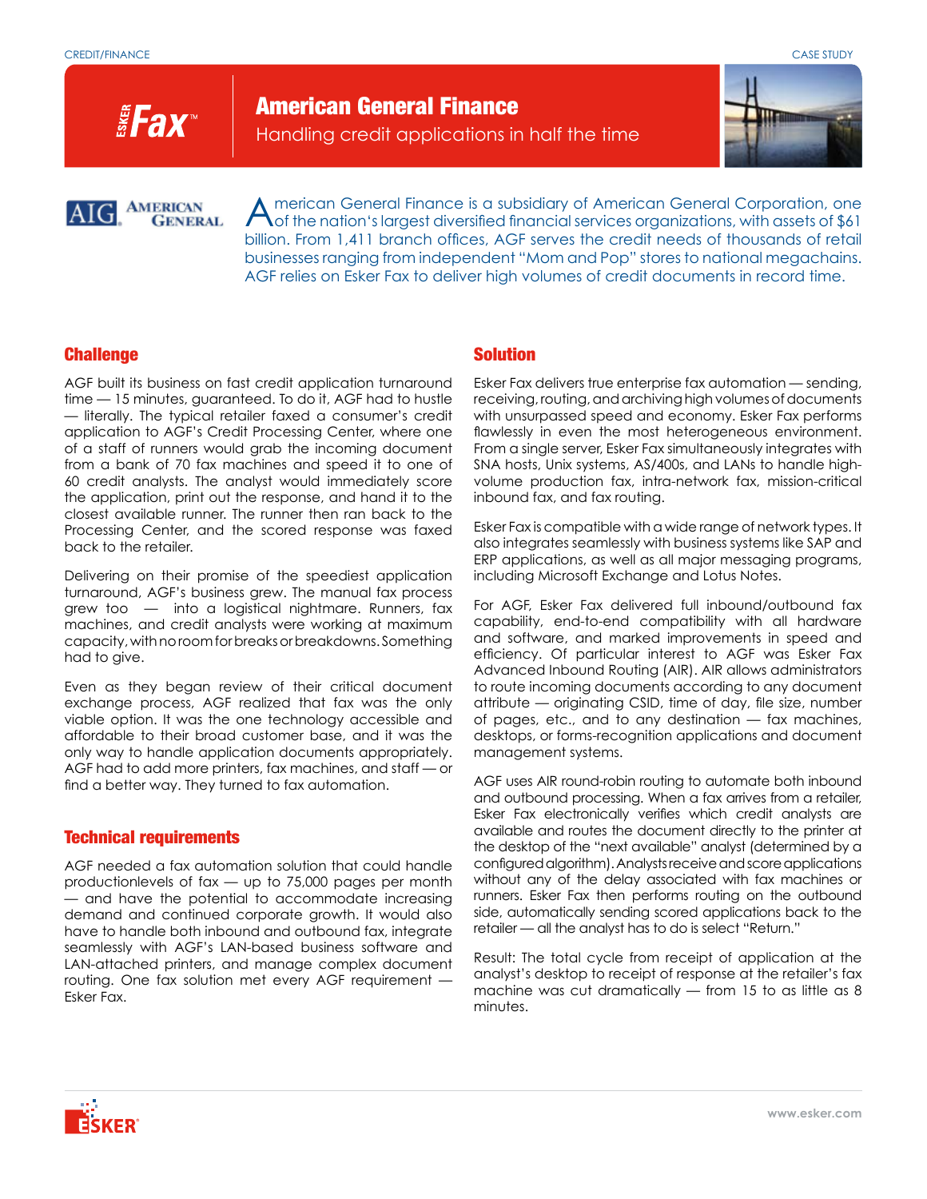CREDIT/FINANCE

CASE STUDY

# American General Finance

Handling credit applications in half the time

American General Finance is a subsidiary of American General Corporation, one of the nation's largest diversified financial services organizations, with assets of $61 billion. From 1,411 branch offices, AGF serves the credit needs of thousands of retail businesses ranging from independent "Mom and Pop" stores to national megachains. AGF relies on Esker Fax to deliver high volumes of credit documents in record time.

## Challenge

AGF built its business on fast credit application turnaround time — 15 minutes, guaranteed. To do it, AGF had to hustle — literally. The typical retailer faxed a consumer's credit application to AGF's Credit Processing Center, where one of a staff of runners would grab the incoming document from a bank of 70 fax machines and speed it to one of 60 credit analysts. The analyst would immediately score the application, print out the response, and hand it to the closest available runner. The runner then ran back to the Processing Center, and the scored response was faxed back to the retailer.

Delivering on their promise of the speediest application turnaround, AGF's business grew. The manual fax process grew too — into a logistical nightmare. Runners, fax machines, and credit analysts were working at maximum capacity, with no room for breaks or breakdowns. Something had to give.

Even as they began review of their critical document exchange process, AGF realized that fax was the only viable option. It was the one technology accessible and affordable to their broad customer base, and it was the only way to handle application documents appropriately. AGF had to add more printers, fax machines, and staff — or find a better way. They turned to fax automation.

## Technical requirements

AGF needed a fax automation solution that could handle productionlevels of fax — up to 75,000 pages per month — and have the potential to accommodate increasing demand and continued corporate growth. It would also have to handle both inbound and outbound fax, integrate seamlessly with AGF's LAN-based business software and LAN-attached printers, and manage complex document routing. One fax solution met every AGF requirement — Esker Fax.

## Solution

Esker Fax delivers true enterprise fax automation — sending, receiving, routing, and archiving high volumes of documents with unsurpassed speed and economy. Esker Fax performs flawlessly in even the most heterogeneous environment. From a single server, Esker Fax simultaneously integrates with SNA hosts, Unix systems, AS/400s, and LANs to handle high-volume production fax, intra-network fax, mission-critical inbound fax, and fax routing.

Esker Fax is compatible with a wide range of network types. It also integrates seamlessly with business systems like SAP and ERP applications, as well as all major messaging programs, including Microsoft Exchange and Lotus Notes.

For AGF, Esker Fax delivered full inbound/outbound fax capability, end-to-end compatibility with all hardware and software, and marked improvements in speed and efficiency. Of particular interest to AGF was Esker Fax Advanced Inbound Routing (AIR). AIR allows administrators to route incoming documents according to any document attribute — originating CSID, time of day, file size, number of pages, etc., and to any destination — fax machines, desktops, or forms-recognition applications and document management systems.

AGF uses AIR round-robin routing to automate both inbound and outbound processing. When a fax arrives from a retailer, Esker Fax electronically verifies which credit analysts are available and routes the document directly to the printer at the desktop of the "next available" analyst (determined by a configured algorithm). Analysts receive and score applications without any of the delay associated with fax machines or runners. Esker Fax then performs routing on the outbound side, automatically sending scored applications back to the retailer — all the analyst has to do is select "Return."

Result: The total cycle from receipt of application at the analyst's desktop to receipt of response at the retailer's fax machine was cut dramatically — from 15 to as little as 8 minutes.

www.esker.com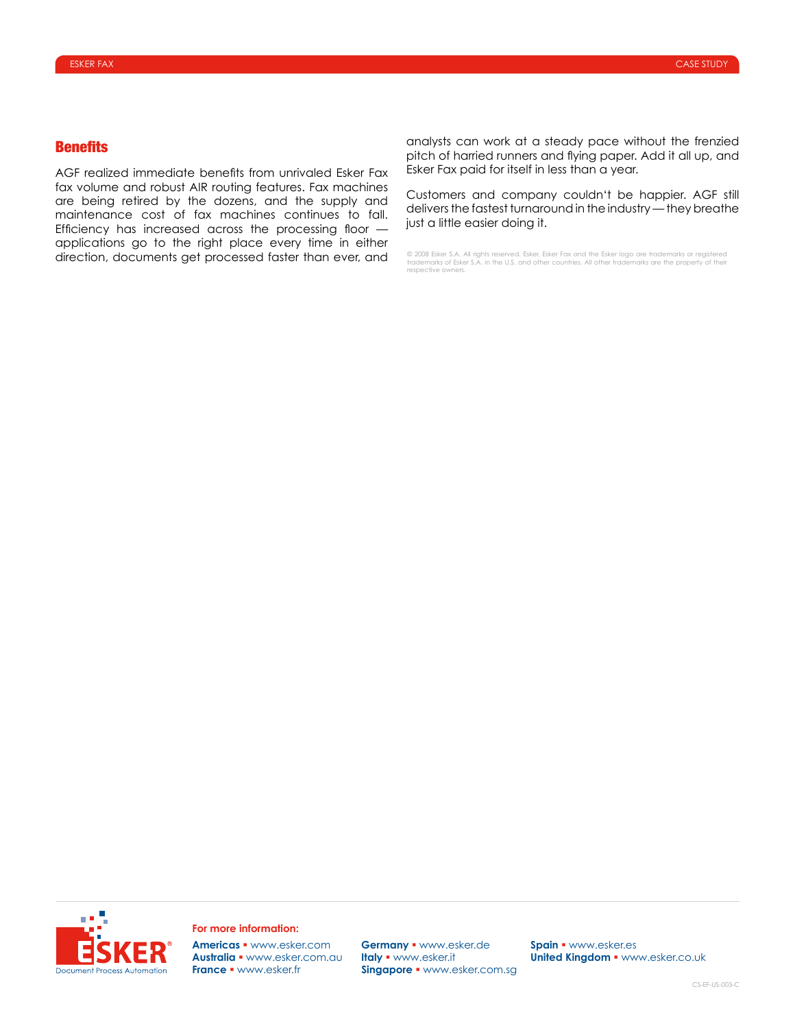## Benefits

AGF realized immediate benefits from unrivaled Esker Fax fax volume and robust AIR routing features. Fax machines are being retired by the dozens, and the supply and maintenance cost of fax machines continues to fall. Efficiency has increased across the processing floor — applications go to the right place every time in either direction, documents get processed faster than ever, and analysts can work at a steady pace without the frenzied pitch of harried runners and flying paper. Add it all up, and Esker Fax paid for itself in less than a year.

Customers and company couldn't be happier. AGF still delivers the fastest turnaround in the industry — they breathe just a little easier doing it.

© 2008 Esker S.A. All rights reserved. Esker, Esker Fax and the Esker logo are trademarks or registered trademarks of Esker S.A. in the U.S. and other countries. All other trademarks are the property of their respective owners.

ESKER®
Document Process Automation

**For more information:**

**Americas** ▪ www.esker.com
**Australia** ▪ www.esker.com.au
**France** ▪ www.esker.fr
**Germany** ▪ www.esker.de
**Italy** ▪ www.esker.it
**Singapore** ▪ www.esker.com.sg
**Spain** ▪ www.esker.es
**United Kingdom** ▪ www.esker.co.uk

CS-EF-US-003-C